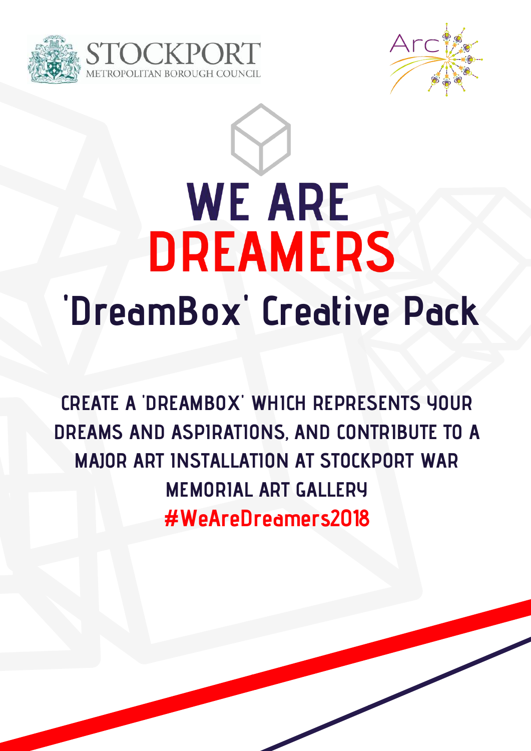STOCKPORT
METROPOLITAN BOROUGH COUNCIL

Arc

# WE ARE DREAMERS

## 'DreamBox' Creative Pack

**CREATE A 'DREAMBOX' WHICH REPRESENTS YOUR DREAMS AND ASPIRATIONS, AND CONTRIBUTE TO A MAJOR ART INSTALLATION AT STOCKPORT WAR MEMORIAL ART GALLERY**

**#WeAreDreamers2018**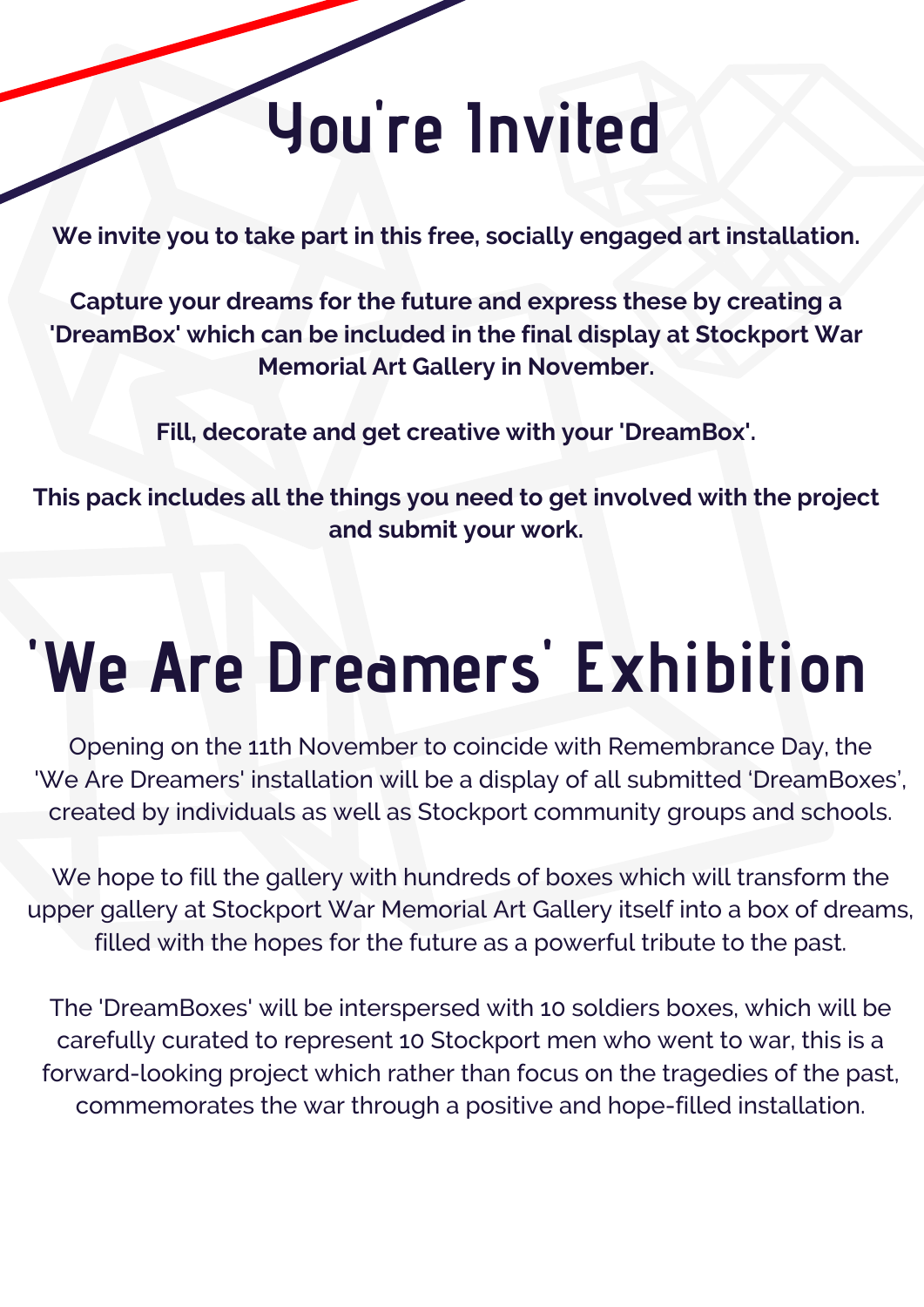# You're Invited

**We invite you to take part in this free, socially engaged art installation.**

**Capture your dreams for the future and express these by creating a 'DreamBox' which can be included in the final display at Stockport War Memorial Art Gallery in November.**

**Fill, decorate and get creative with your 'DreamBox'.**

**This pack includes all the things you need to get involved with the project and submit your work.**

# 'We Are Dreamers' Exhibition

Opening on the 11th November to coincide with Remembrance Day, the 'We Are Dreamers' installation will be a display of all submitted 'DreamBoxes', created by individuals as well as Stockport community groups and schools.

We hope to fill the gallery with hundreds of boxes which will transform the upper gallery at Stockport War Memorial Art Gallery itself into a box of dreams, filled with the hopes for the future as a powerful tribute to the past.

The 'DreamBoxes' will be interspersed with 10 soldiers boxes, which will be carefully curated to represent 10 Stockport men who went to war, this is a forward-looking project which rather than focus on the tragedies of the past, commemorates the war through a positive and hope-filled installation.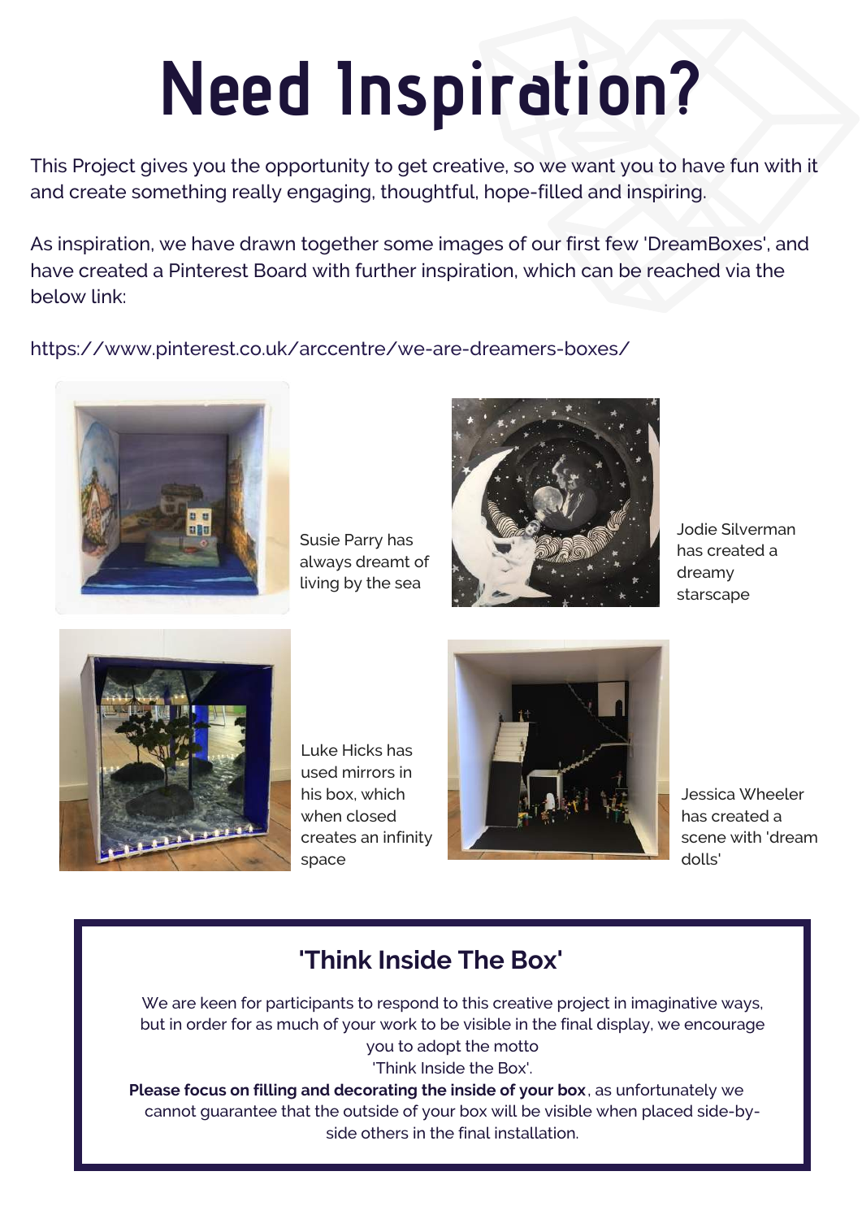# Need Inspiration?

This Project gives you the opportunity to get creative, so we want you to have fun with it and create something really engaging, thoughtful, hope-filled and inspiring.

As inspiration, we have drawn together some images of our first few 'DreamBoxes', and have created a Pinterest Board with further inspiration, which can be reached via the below link:

https://www.pinterest.co.uk/arccentre/we-are-dreamers-boxes/

Susie Parry has always dreamt of living by the sea

Jodie Silverman has created a dreamy starscape

Luke Hicks has used mirrors in his box, which when closed creates an infinity space

Jessica Wheeler has created a scene with 'dream dolls'

## 'Think Inside The Box'

We are keen for participants to respond to this creative project in imaginative ways, but in order for as much of your work to be visible in the final display, we encourage you to adopt the motto 'Think Inside the Box'.

**Please focus on filling and decorating the inside of your box**, as unfortunately we cannot guarantee that the outside of your box will be visible when placed side-by-side others in the final installation.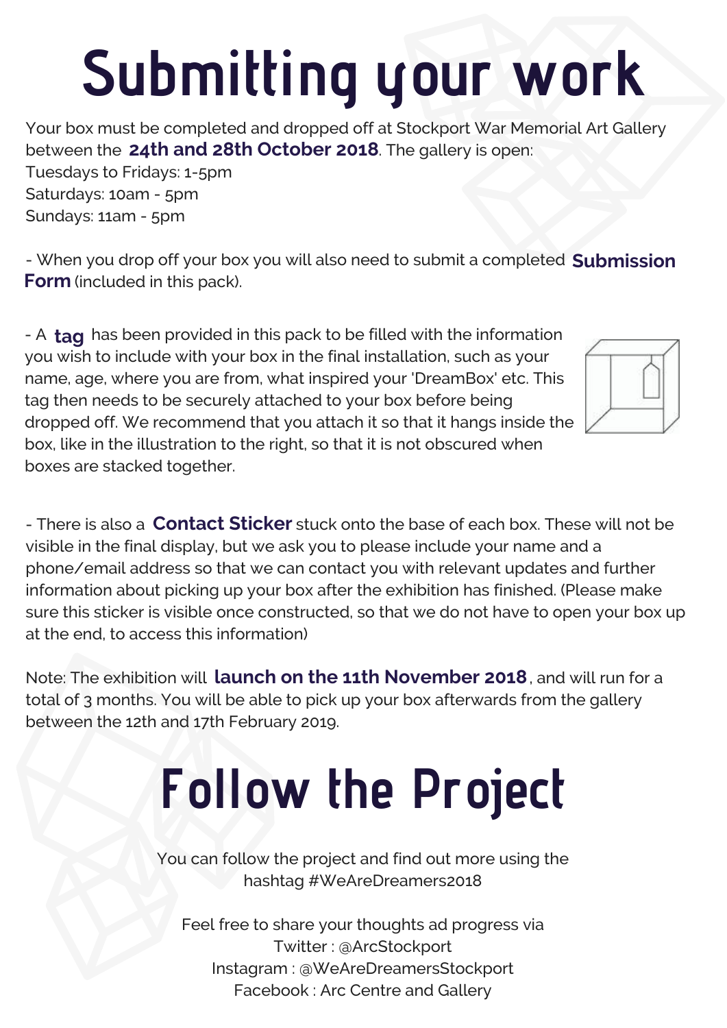# Submitting your work

Your box must be completed and dropped off at Stockport War Memorial Art Gallery between the **24th and 28th October 2018**. The gallery is open:
Tuesdays to Fridays: 1-5pm
Saturdays: 10am - 5pm
Sundays: 11am - 5pm

- When you drop off your box you will also need to submit a completed **Submission Form** (included in this pack).

- A **tag** has been provided in this pack to be filled with the information you wish to include with your box in the final installation, such as your name, age, where you are from, what inspired your 'DreamBox' etc. This tag then needs to be securely attached to your box before being dropped off. We recommend that you attach it so that it hangs inside the box, like in the illustration to the right, so that it is not obscured when boxes are stacked together.

- There is also a **Contact Sticker** stuck onto the base of each box. These will not be visible in the final display, but we ask you to please include your name and a phone/email address so that we can contact you with relevant updates and further information about picking up your box after the exhibition has finished. (Please make sure this sticker is visible once constructed, so that we do not have to open your box up at the end, to access this information)

Note: The exhibition will **launch on the 11th November 2018**, and will run for a total of 3 months. You will be able to pick up your box afterwards from the gallery between the 12th and 17th February 2019.

# Follow the Project

You can follow the project and find out more using the hashtag #WeAreDreamers2018

Feel free to share your thoughts ad progress via
Twitter : @ArcStockport
Instagram : @WeAreDreamersStockport
Facebook : Arc Centre and Gallery